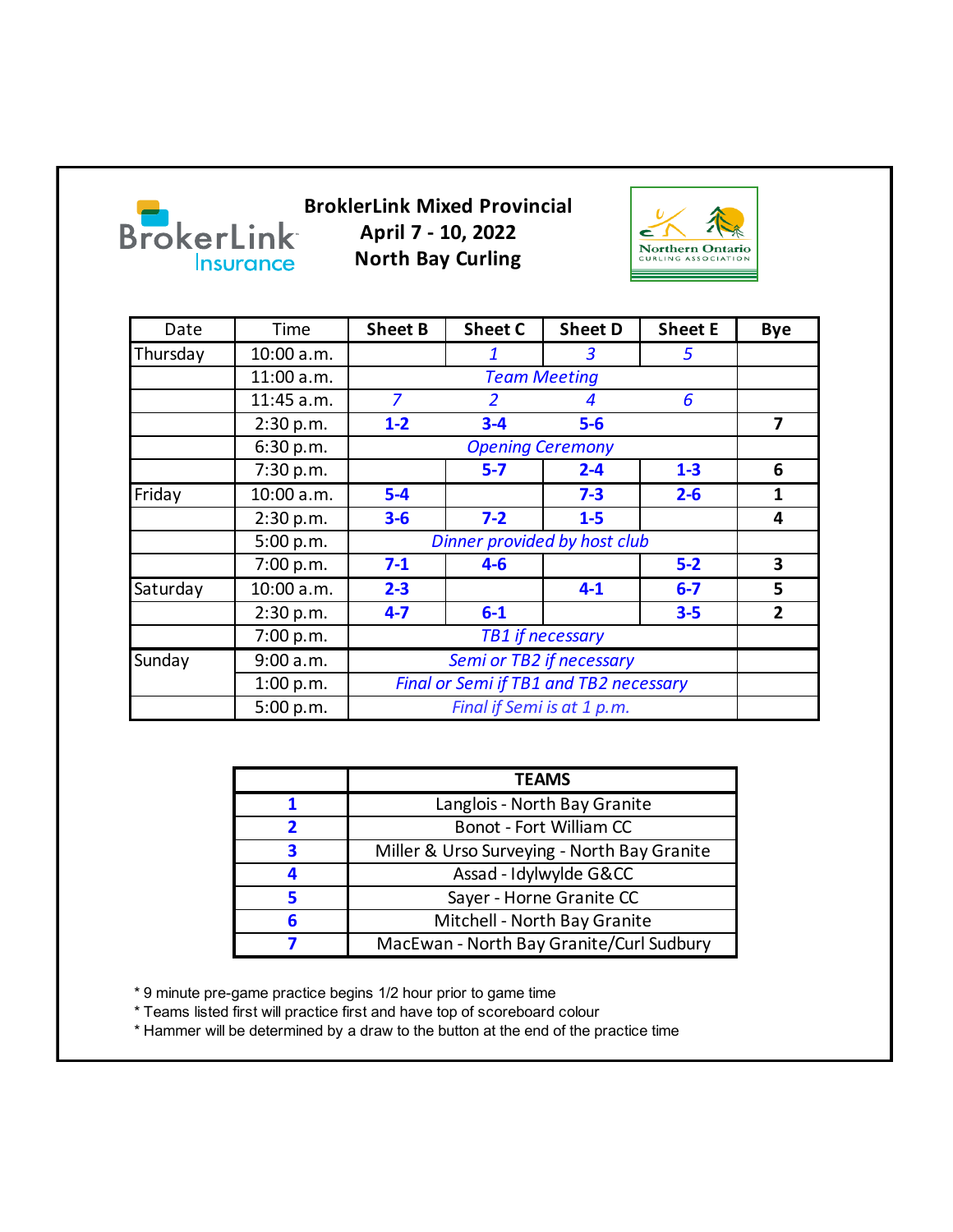BrokerLink Insurance

# BroklerLink Mixed Provincial
## April 7 - 10, 2022
## North Bay Curling

Northern Ontario Curling Association

| Date | Time | Sheet B | Sheet C | Sheet D | Sheet E | Bye |
|---|---|---|---|---|---|---|
| Thursday | 10:00 a.m. | | *1* | *3* | *5* | |
| | 11:00 a.m. | *Team Meeting* | | | | |
| | 11:45 a.m. | *7* | *2* | *4* | *6* | |
| | 2:30 p.m. | **1-2** | **3-4** | **5-6** | | **7** |
| | 6:30 p.m. | *Opening Ceremony* | | | | |
| | 7:30 p.m. | | **5-7** | **2-4** | **1-3** | **6** |
| Friday | 10:00 a.m. | **5-4** | | **7-3** | **2-6** | **1** |
| | 2:30 p.m. | **3-6** | **7-2** | **1-5** | | **4** |
| | 5:00 p.m. | *Dinner provided by host club* | | | | |
| | 7:00 p.m. | **7-1** | **4-6** | | **5-2** | **3** |
| Saturday | 10:00 a.m. | **2-3** | | **4-1** | **6-7** | **5** |
| | 2:30 p.m. | **4-7** | **6-1** | | **3-5** | **2** |
| | 7:00 p.m. | *TB1 if necessary* | | | | |
| Sunday | 9:00 a.m. | *Semi or TB2 if necessary* | | | | |
| | 1:00 p.m. | *Final or Semi if TB1 and TB2 necessary* | | | | |
| | 5:00 p.m. | *Final if Semi is at 1 p.m.* | | | | |

| | TEAMS |
|---|---|
| **1** | Langlois - North Bay Granite |
| **2** | Bonot - Fort William CC |
| **3** | Miller & Urso Surveying - North Bay Granite |
| **4** | Assad - Idylwylde G&CC |
| **5** | Sayer - Horne Granite CC |
| **6** | Mitchell - North Bay Granite |
| **7** | MacEwan - North Bay Granite/Curl Sudbury |

* 9 minute pre-game practice begins 1/2 hour prior to game time
* Teams listed first will practice first and have top of scoreboard colour
* Hammer will be determined by a draw to the button at the end of the practice time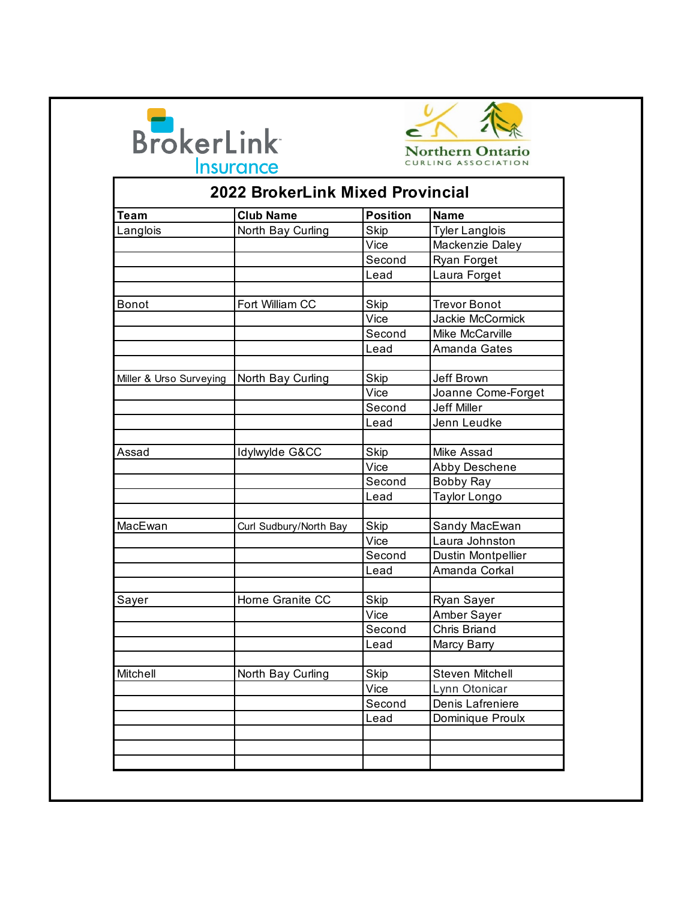BrokerLink Insurance

Northern Ontario CURLING ASSOCIATION

## 2022 BrokerLink Mixed Provincial

| Team | Club Name | Position | Name |
|---|---|---|---|
| Langlois | North Bay Curling | Skip | Tyler Langlois |
| | | Vice | Mackenzie Daley |
| | | Second | Ryan Forget |
| | | Lead | Laura Forget |
| | | | |
| Bonot | Fort William CC | Skip | Trevor Bonot |
| | | Vice | Jackie McCormick |
| | | Second | Mike McCarville |
| | | Lead | Amanda Gates |
| | | | |
| Miller & Urso Surveying | North Bay Curling | Skip | Jeff Brown |
| | | Vice | Joanne Come-Forget |
| | | Second | Jeff Miller |
| | | Lead | Jenn Leudke |
| | | | |
| Assad | Idylwylde G&CC | Skip | Mike Assad |
| | | Vice | Abby Deschene |
| | | Second | Bobby Ray |
| | | Lead | Taylor Longo |
| | | | |
| MacEwan | Curl Sudbury/North Bay | Skip | Sandy MacEwan |
| | | Vice | Laura Johnston |
| | | Second | Dustin Montpellier |
| | | Lead | Amanda Corkal |
| | | | |
| Sayer | Horne Granite CC | Skip | Ryan Sayer |
| | | Vice | Amber Sayer |
| | | Second | Chris Briand |
| | | Lead | Marcy Barry |
| | | | |
| Mitchell | North Bay Curling | Skip | Steven Mitchell |
| | | Vice | Lynn Otonicar |
| | | Second | Denis Lafreniere |
| | | Lead | Dominique Proulx |